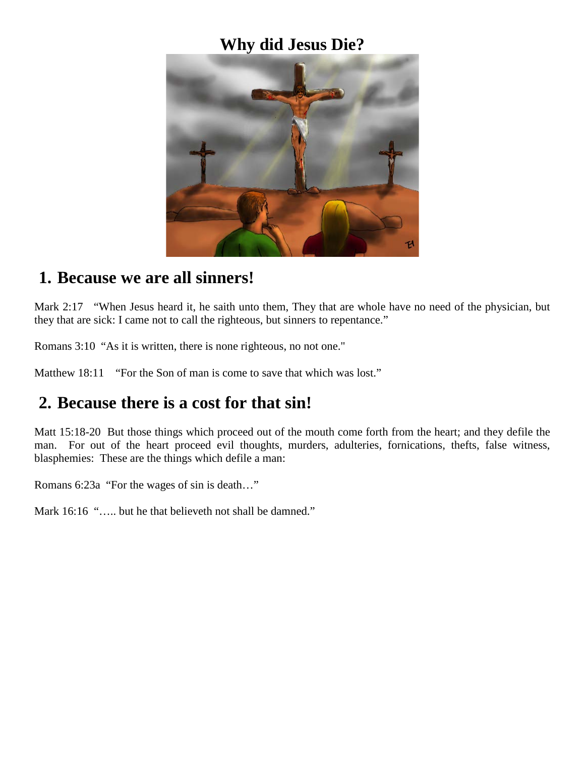# Why did Jesus Die?

## 1. Because we are all sinners!

Mark 2:17 "When Jesus heard it, he saith unto them, They that are whole have no need of the physician, but they that are sick: I came not to call the righteous, but sinners to repentance."

Romans 3:10 "As it is written, there is none righteous, no not one."

Matthew 18:11 "For the Son of man is come to save that which was lost."

## 2. Because there is a cost for that sin!

Matt 15:18-20 But those things which proceed out of the mouth come forth from the heart; and they defile the man. For out of the heart proceed evil thoughts, murders, adulteries, fornications, thefts, false witness, blasphemies: These are the things which defile a man:

Romans 6:23a "For the wages of sin is death…"

Mark 16:16 "….. but he that believeth not shall be damned."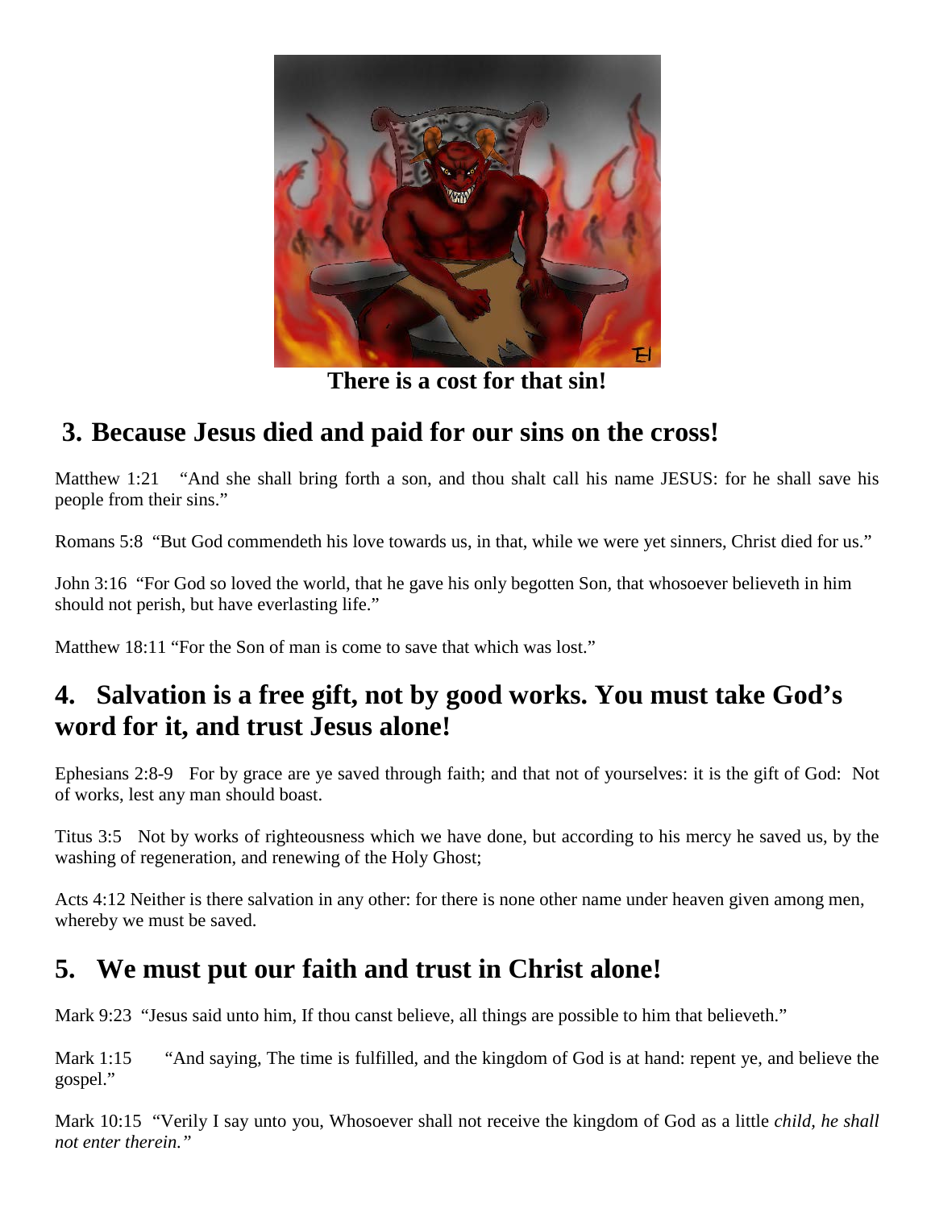**There is a cost for that sin!**

## 3. Because Jesus died and paid for our sins on the cross!

Matthew 1:21 "And she shall bring forth a son, and thou shalt call his name JESUS: for he shall save his people from their sins."

Romans 5:8 "But God commendeth his love towards us, in that, while we were yet sinners, Christ died for us."

John 3:16 "For God so loved the world, that he gave his only begotten Son, that whosoever believeth in him should not perish, but have everlasting life."

Matthew 18:11 "For the Son of man is come to save that which was lost."

## 4. Salvation is a free gift, not by good works. You must take God's word for it, and trust Jesus alone!

Ephesians 2:8-9 For by grace are ye saved through faith; and that not of yourselves: it is the gift of God: Not of works, lest any man should boast.

Titus 3:5 Not by works of righteousness which we have done, but according to his mercy he saved us, by the washing of regeneration, and renewing of the Holy Ghost;

Acts 4:12 Neither is there salvation in any other: for there is none other name under heaven given among men, whereby we must be saved.

## 5. We must put our faith and trust in Christ alone!

Mark 9:23 "Jesus said unto him, If thou canst believe, all things are possible to him that believeth."

Mark 1:15 "And saying, The time is fulfilled, and the kingdom of God is at hand: repent ye, and believe the gospel."

Mark 10:15 "Verily I say unto you, Whosoever shall not receive the kingdom of God as a little *child, he shall not enter therein."*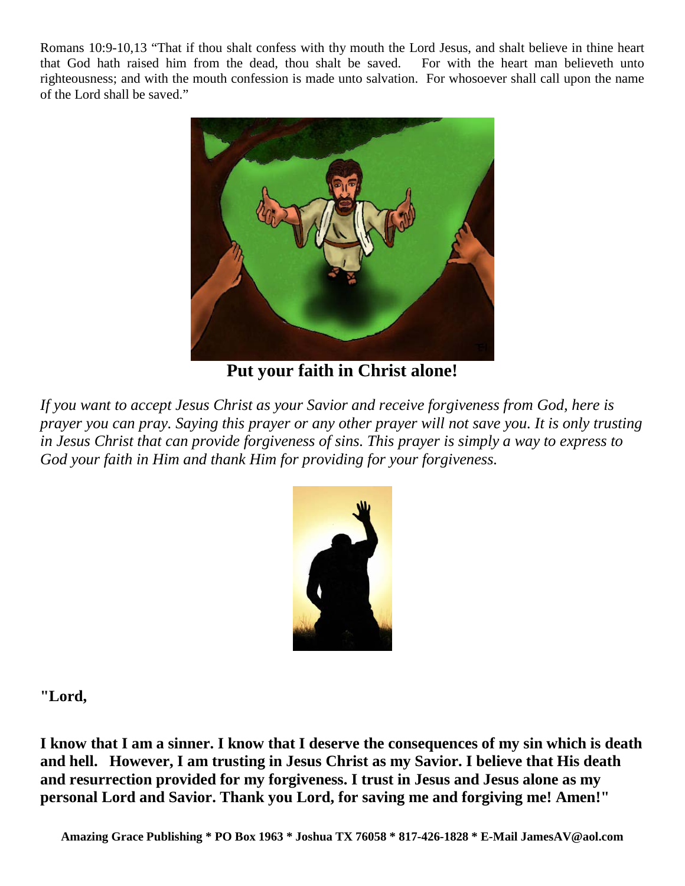Romans 10:9-10,13 "That if thou shalt confess with thy mouth the Lord Jesus, and shalt believe in thine heart that God hath raised him from the dead, thou shalt be saved. For with the heart man believeth unto righteousness; and with the mouth confession is made unto salvation. For whosoever shall call upon the name of the Lord shall be saved."

**Put your faith in Christ alone!**

*If you want to accept Jesus Christ as your Savior and receive forgiveness from God, here is prayer you can pray. Saying this prayer or any other prayer will not save you. It is only trusting in Jesus Christ that can provide forgiveness of sins. This prayer is simply a way to express to God your faith in Him and thank Him for providing for your forgiveness.*

**"Lord,**

**I know that I am a sinner. I know that I deserve the consequences of my sin which is death and hell. However, I am trusting in Jesus Christ as my Savior. I believe that His death and resurrection provided for my forgiveness. I trust in Jesus and Jesus alone as my personal Lord and Savior. Thank you Lord, for saving me and forgiving me! Amen!"**

**Amazing Grace Publishing * PO Box 1963 * Joshua TX 76058 * 817-426-1828 * E-Mail JamesAV@aol.com**